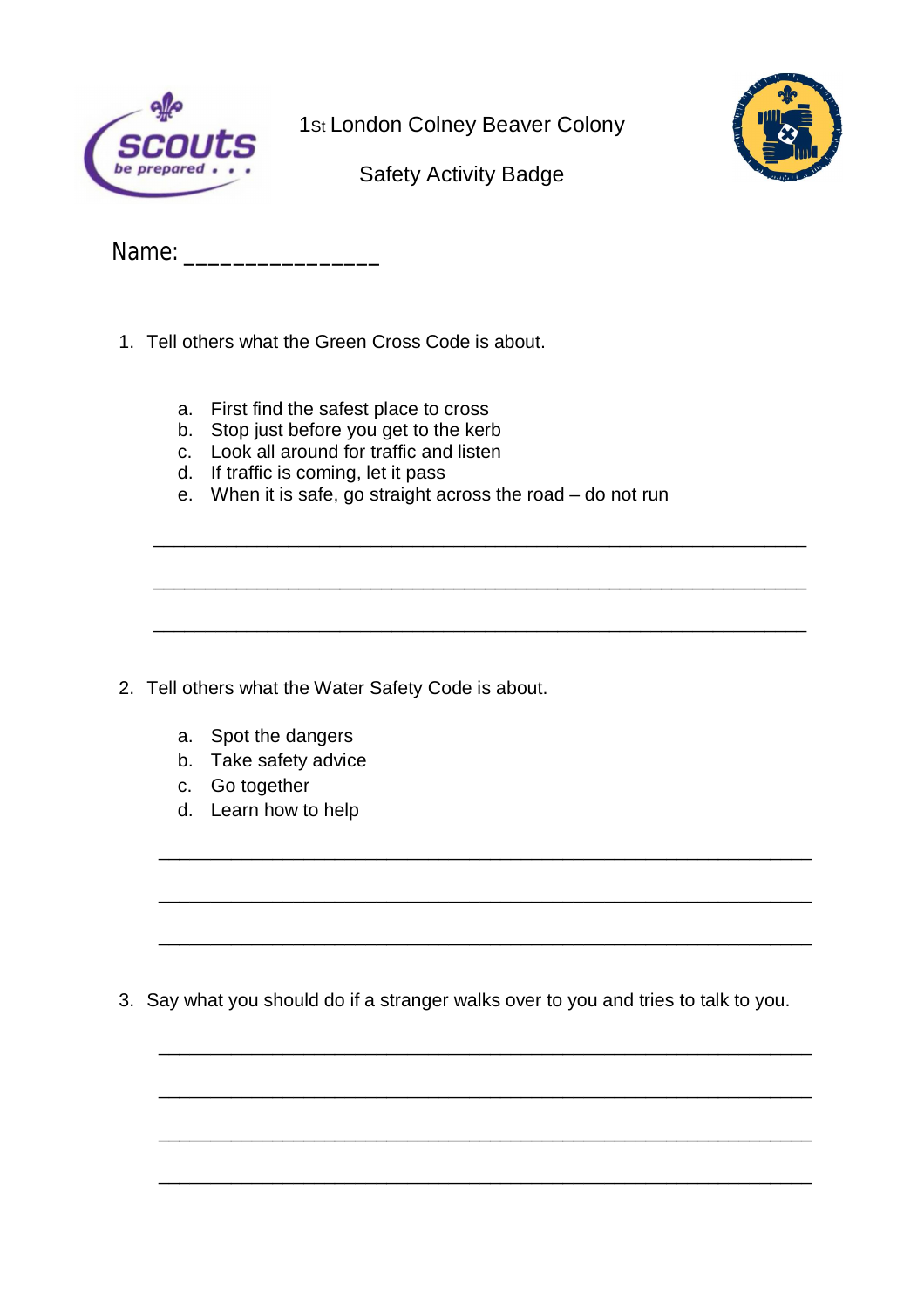1st London Colney Beaver Colony

Safety Activity Badge

Name: _______________

1. Tell others what the Green Cross Code is about.

    a. First find the safest place to cross
    b. Stop just before you get to the kerb
    c. Look all around for traffic and listen
    d. If traffic is coming, let it pass
    e. When it is safe, go straight across the road – do not run

    ___________________________________________________________

    ___________________________________________________________

    ___________________________________________________________

2. Tell others what the Water Safety Code is about.

    a. Spot the dangers
    b. Take safety advice
    c. Go together
    d. Learn how to help

    ___________________________________________________________

    ___________________________________________________________

    ___________________________________________________________

3. Say what you should do if a stranger walks over to you and tries to talk to you.

    ___________________________________________________________

    ___________________________________________________________

    ___________________________________________________________

    ___________________________________________________________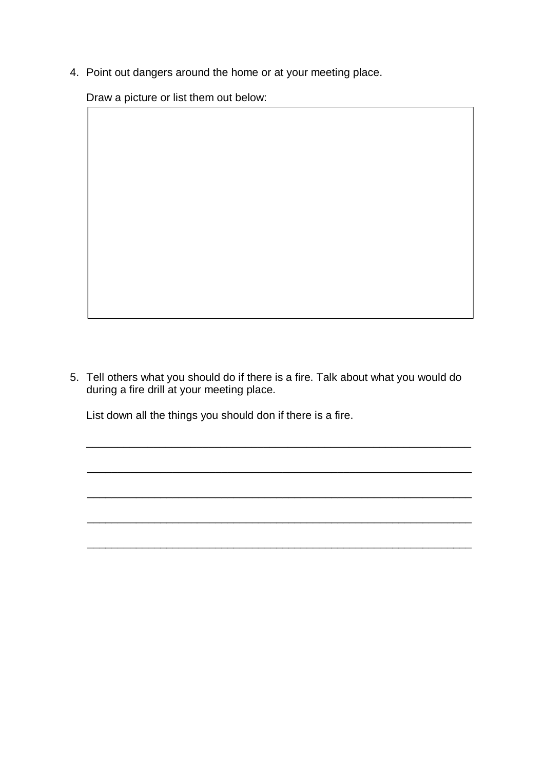4. Point out dangers around the home or at your meeting place.

   Draw a picture or list them out below:

5. Tell others what you should do if there is a fire. Talk about what you would do during a fire drill at your meeting place.

   List down all the things you should don if there is a fire.

   ______________________________________________________________

   ______________________________________________________________

   ______________________________________________________________

   ______________________________________________________________

   ______________________________________________________________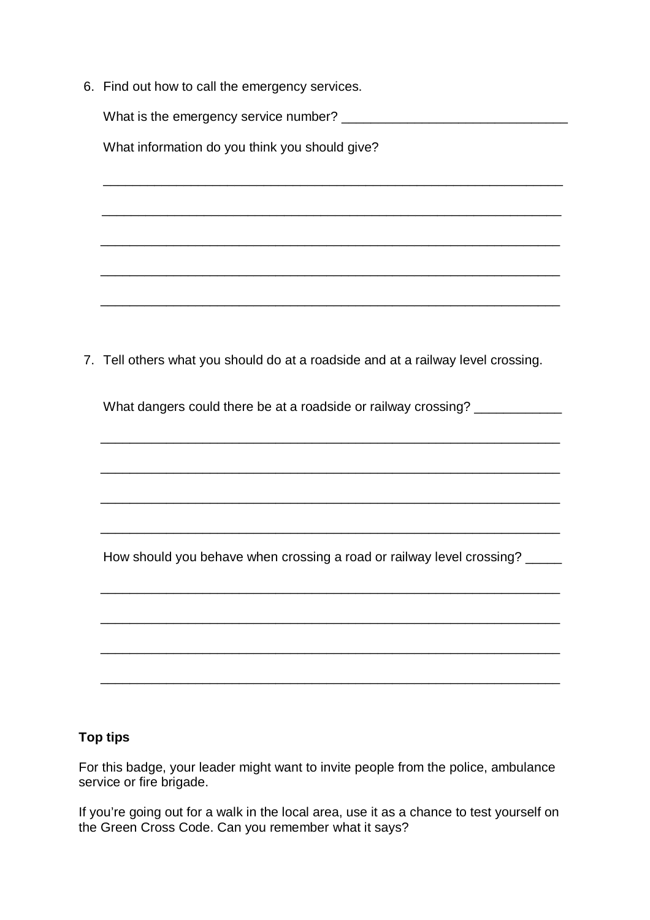6. Find out how to call the emergency services.

   What is the emergency service number? ______________________________

   What information do you think you should give?

   _____________________________________________________________

   _____________________________________________________________

   _____________________________________________________________

   _____________________________________________________________

   _____________________________________________________________

7. Tell others what you should do at a roadside and at a railway level crossing.

   What dangers could there be at a roadside or railway crossing? ____________

   _____________________________________________________________

   _____________________________________________________________

   _____________________________________________________________

   _____________________________________________________________

   How should you behave when crossing a road or railway level crossing? _____

   _____________________________________________________________

   _____________________________________________________________

   _____________________________________________________________

   _____________________________________________________________

**Top tips**

For this badge, your leader might want to invite people from the police, ambulance service or fire brigade.

If you're going out for a walk in the local area, use it as a chance to test yourself on the Green Cross Code. Can you remember what it says?